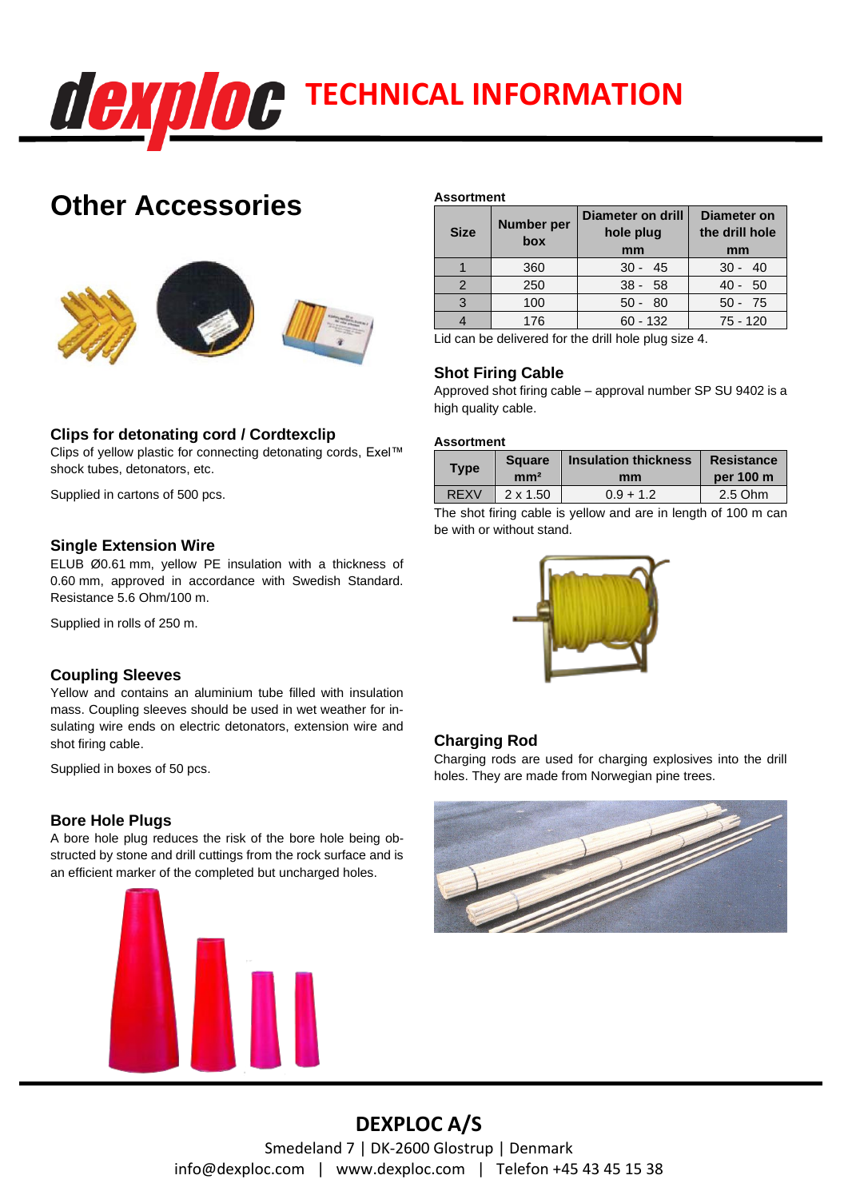# dexploc TECHNICAL INFORMATION

## Other Accessories

### Clips for detonating cord / Cordtexclip

Clips of yellow plastic for connecting detonating cords, Exel™ shock tubes, detonators, etc.

Supplied in cartons of 500 pcs.

### Single Extension Wire

ELUB Ø0.61 mm, yellow PE insulation with a thickness of 0.60 mm, approved in accordance with Swedish Standard. Resistance 5.6 Ohm/100 m.

Supplied in rolls of 250 m.

### Coupling Sleeves

Yellow and contains an aluminium tube filled with insulation mass. Coupling sleeves should be used in wet weather for insulating wire ends on electric detonators, extension wire and shot firing cable.

Supplied in boxes of 50 pcs.

### Bore Hole Plugs

A bore hole plug reduces the risk of the bore hole being obstructed by stone and drill cuttings from the rock surface and is an efficient marker of the completed but uncharged holes.

**Assortment**

| Size | Number per box | Diameter on drill hole plug mm | Diameter on the drill hole mm |
|---|---|---|---|
| 1 | 360 | 30 - 45 | 30 - 40 |
| 2 | 250 | 38 - 58 | 40 - 50 |
| 3 | 100 | 50 - 80 | 50 - 75 |
| 4 | 176 | 60 - 132 | 75 - 120 |

Lid can be delivered for the drill hole plug size 4.

### Shot Firing Cable

Approved shot firing cable – approval number SP SU 9402 is a high quality cable.

**Assortment**

| Type | Square mm² | Insulation thickness mm | Resistance per 100 m |
|---|---|---|---|
| REXV | 2 x 1.50 | 0.9 + 1.2 | 2.5 Ohm |

The shot firing cable is yellow and are in length of 100 m can be with or without stand.

### Charging Rod

Charging rods are used for charging explosives into the drill holes. They are made from Norwegian pine trees.

**DEXPLOC A/S**

Smedeland 7 | DK-2600 Glostrup | Denmark

info@dexploc.com | www.dexploc.com | Telefon +45 43 45 15 38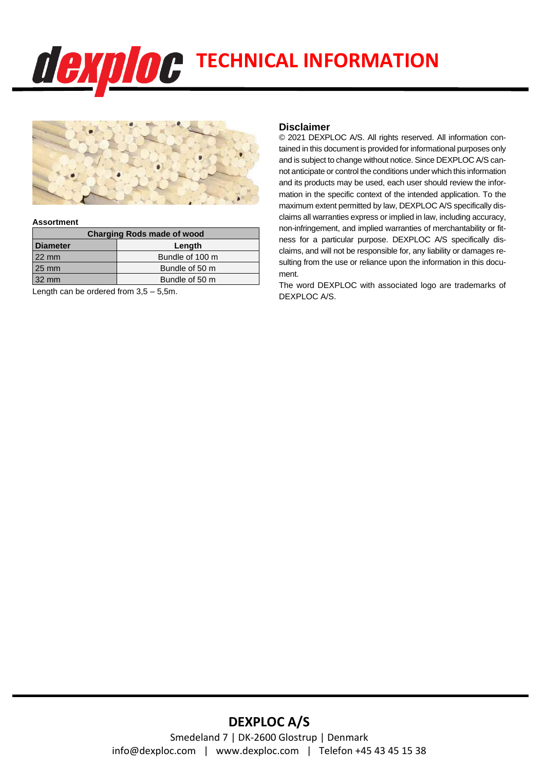# TECHNICAL INFORMATION

**Assortment**

| Charging Rods made of wood | |
|---|---|
| **Diameter** | **Length** |
| 22 mm | Bundle of 100 m |
| 25 mm | Bundle of 50 m |
| 32 mm | Bundle of 50 m |

Length can be ordered from 3,5 – 5,5m.

## Disclaimer

© 2021 DEXPLOC A/S. All rights reserved. All information contained in this document is provided for informational purposes only and is subject to change without notice. Since DEXPLOC A/S cannot anticipate or control the conditions under which this information and its products may be used, each user should review the information in the specific context of the intended application. To the maximum extent permitted by law, DEXPLOC A/S specifically disclaims all warranties express or implied in law, including accuracy, non-infringement, and implied warranties of merchantability or fitness for a particular purpose. DEXPLOC A/S specifically disclaims, and will not be responsible for, any liability or damages resulting from the use or reliance upon the information in this document.

The word DEXPLOC with associated logo are trademarks of DEXPLOC A/S.

**DEXPLOC A/S**

Smedeland 7 | DK-2600 Glostrup | Denmark

info@dexploc.com | www.dexploc.com | Telefon +45 43 45 15 38